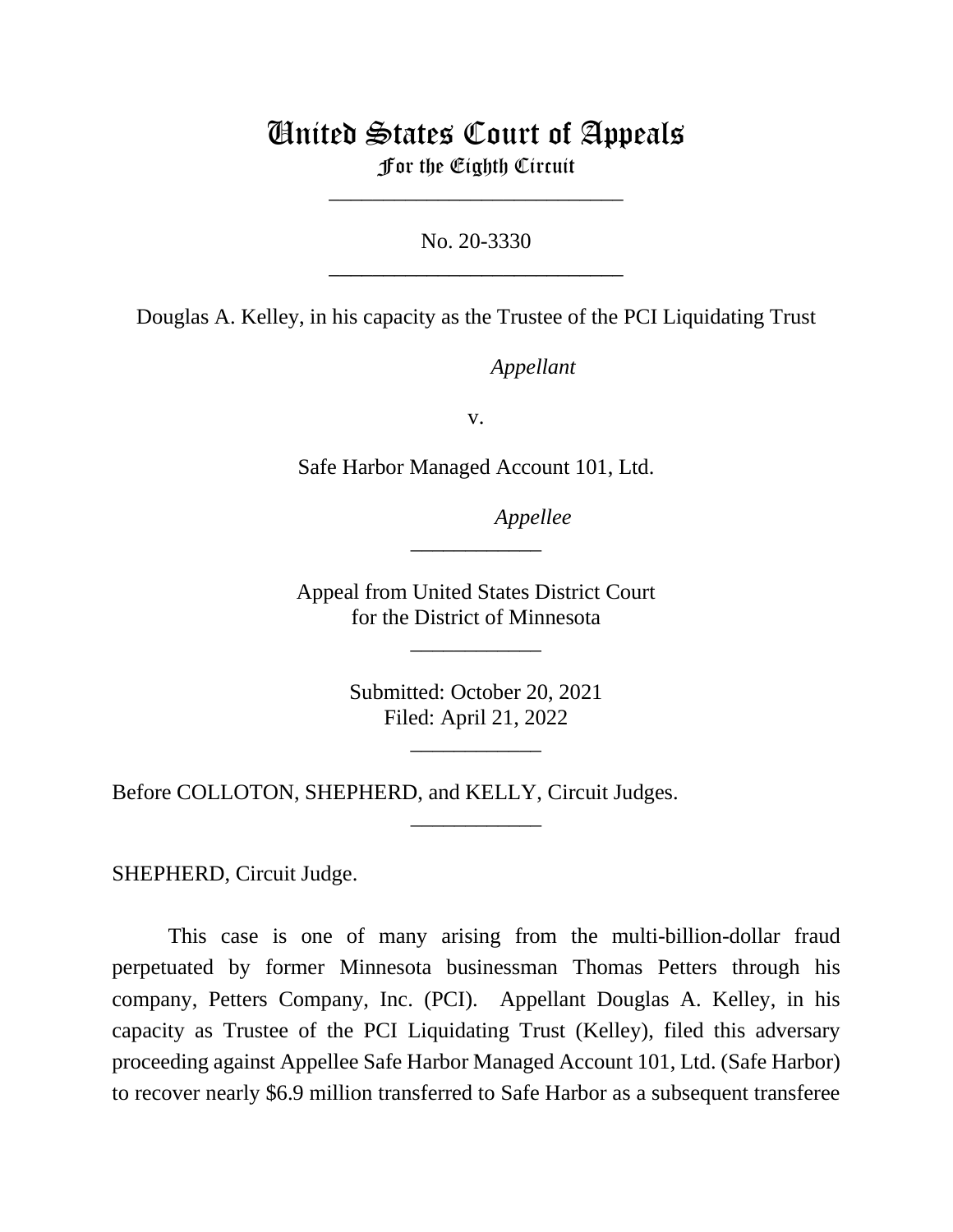# United States Court of Appeals
## For the Eighth Circuit

---

No. 20-3330

---

Douglas A. Kelley, in his capacity as the Trustee of the PCI Liquidating Trust

*Appellant*

v.

Safe Harbor Managed Account 101, Ltd.

*Appellee*

---

Appeal from United States District Court
for the District of Minnesota

---

Submitted: October 20, 2021
Filed: April 21, 2022

---

Before COLLOTON, SHEPHERD, and KELLY, Circuit Judges.

---

SHEPHERD, Circuit Judge.

This case is one of many arising from the multi-billion-dollar fraud perpetuated by former Minnesota businessman Thomas Petters through his company, Petters Company, Inc. (PCI). Appellant Douglas A. Kelley, in his capacity as Trustee of the PCI Liquidating Trust (Kelley), filed this adversary proceeding against Appellee Safe Harbor Managed Account 101, Ltd. (Safe Harbor) to recover nearly $6.9 million transferred to Safe Harbor as a subsequent transferee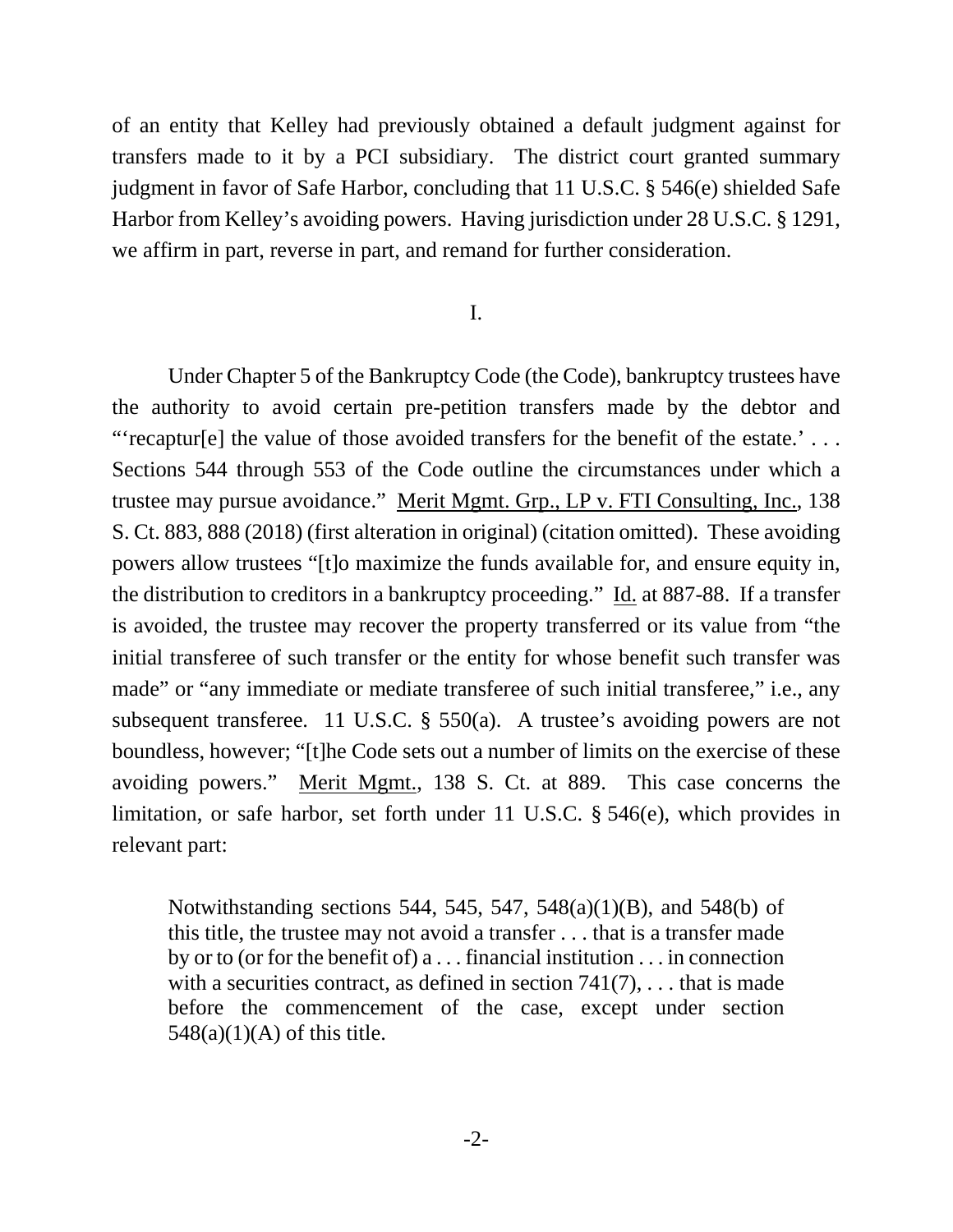of an entity that Kelley had previously obtained a default judgment against for transfers made to it by a PCI subsidiary. The district court granted summary judgment in favor of Safe Harbor, concluding that 11 U.S.C. § 546(e) shielded Safe Harbor from Kelley's avoiding powers. Having jurisdiction under 28 U.S.C. § 1291, we affirm in part, reverse in part, and remand for further consideration.

## I.

Under Chapter 5 of the Bankruptcy Code (the Code), bankruptcy trustees have the authority to avoid certain pre-petition transfers made by the debtor and "'recaptur[e] the value of those avoided transfers for the benefit of the estate.' . . . Sections 544 through 553 of the Code outline the circumstances under which a trustee may pursue avoidance." Merit Mgmt. Grp., LP v. FTI Consulting, Inc., 138 S. Ct. 883, 888 (2018) (first alteration in original) (citation omitted). These avoiding powers allow trustees "[t]o maximize the funds available for, and ensure equity in, the distribution to creditors in a bankruptcy proceeding." Id. at 887-88. If a transfer is avoided, the trustee may recover the property transferred or its value from "the initial transferee of such transfer or the entity for whose benefit such transfer was made" or "any immediate or mediate transferee of such initial transferee," i.e., any subsequent transferee. 11 U.S.C. § 550(a). A trustee's avoiding powers are not boundless, however; "[t]he Code sets out a number of limits on the exercise of these avoiding powers." Merit Mgmt., 138 S. Ct. at 889. This case concerns the limitation, or safe harbor, set forth under 11 U.S.C. § 546(e), which provides in relevant part:

> Notwithstanding sections 544, 545, 547, 548(a)(1)(B), and 548(b) of this title, the trustee may not avoid a transfer . . . that is a transfer made by or to (or for the benefit of) a . . . financial institution . . . in connection with a securities contract, as defined in section 741(7), . . . that is made before the commencement of the case, except under section 548(a)(1)(A) of this title.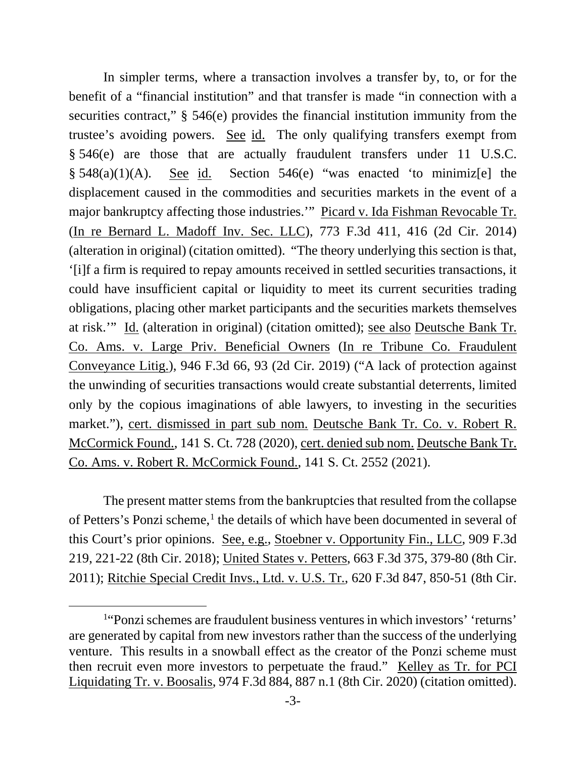In simpler terms, where a transaction involves a transfer by, to, or for the benefit of a "financial institution" and that transfer is made "in connection with a securities contract," § 546(e) provides the financial institution immunity from the trustee's avoiding powers. See id. The only qualifying transfers exempt from § 546(e) are those that are actually fraudulent transfers under 11 U.S.C. § 548(a)(1)(A). See id. Section 546(e) "was enacted 'to minimiz[e] the displacement caused in the commodities and securities markets in the event of a major bankruptcy affecting those industries.'" Picard v. Ida Fishman Revocable Tr. (In re Bernard L. Madoff Inv. Sec. LLC), 773 F.3d 411, 416 (2d Cir. 2014) (alteration in original) (citation omitted). "The theory underlying this section is that, '[i]f a firm is required to repay amounts received in settled securities transactions, it could have insufficient capital or liquidity to meet its current securities trading obligations, placing other market participants and the securities markets themselves at risk.'" Id. (alteration in original) (citation omitted); see also Deutsche Bank Tr. Co. Ams. v. Large Priv. Beneficial Owners (In re Tribune Co. Fraudulent Conveyance Litig.), 946 F.3d 66, 93 (2d Cir. 2019) ("A lack of protection against the unwinding of securities transactions would create substantial deterrents, limited only by the copious imaginations of able lawyers, to investing in the securities market."), cert. dismissed in part sub nom. Deutsche Bank Tr. Co. v. Robert R. McCormick Found., 141 S. Ct. 728 (2020), cert. denied sub nom. Deutsche Bank Tr. Co. Ams. v. Robert R. McCormick Found., 141 S. Ct. 2552 (2021).

The present matter stems from the bankruptcies that resulted from the collapse of Petters's Ponzi scheme,[1] the details of which have been documented in several of this Court's prior opinions. See, e.g., Stoebner v. Opportunity Fin., LLC, 909 F.3d 219, 221-22 (8th Cir. 2018); United States v. Petters, 663 F.3d 375, 379-80 (8th Cir. 2011); Ritchie Special Credit Invs., Ltd. v. U.S. Tr., 620 F.3d 847, 850-51 (8th Cir.

[1]"Ponzi schemes are fraudulent business ventures in which investors' 'returns' are generated by capital from new investors rather than the success of the underlying venture. This results in a snowball effect as the creator of the Ponzi scheme must then recruit even more investors to perpetuate the fraud." Kelley as Tr. for PCI Liquidating Tr. v. Boosalis, 974 F.3d 884, 887 n.1 (8th Cir. 2020) (citation omitted).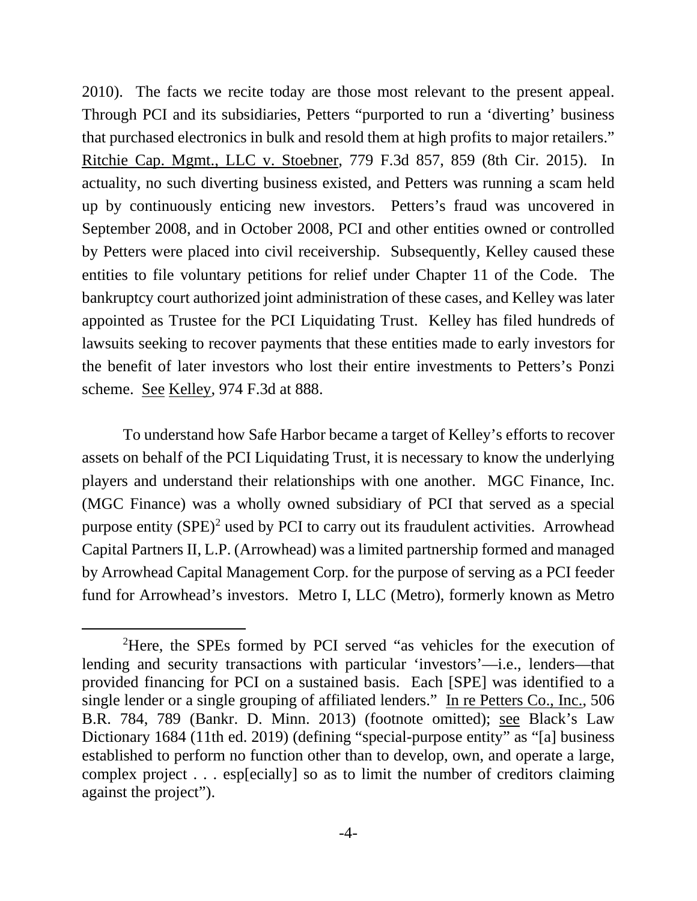2010). The facts we recite today are those most relevant to the present appeal. Through PCI and its subsidiaries, Petters "purported to run a 'diverting' business that purchased electronics in bulk and resold them at high profits to major retailers." Ritchie Cap. Mgmt., LLC v. Stoebner, 779 F.3d 857, 859 (8th Cir. 2015). In actuality, no such diverting business existed, and Petters was running a scam held up by continuously enticing new investors. Petters's fraud was uncovered in September 2008, and in October 2008, PCI and other entities owned or controlled by Petters were placed into civil receivership. Subsequently, Kelley caused these entities to file voluntary petitions for relief under Chapter 11 of the Code. The bankruptcy court authorized joint administration of these cases, and Kelley was later appointed as Trustee for the PCI Liquidating Trust. Kelley has filed hundreds of lawsuits seeking to recover payments that these entities made to early investors for the benefit of later investors who lost their entire investments to Petters's Ponzi scheme. See Kelley, 974 F.3d at 888.

To understand how Safe Harbor became a target of Kelley's efforts to recover assets on behalf of the PCI Liquidating Trust, it is necessary to know the underlying players and understand their relationships with one another. MGC Finance, Inc. (MGC Finance) was a wholly owned subsidiary of PCI that served as a special purpose entity (SPE)[2] used by PCI to carry out its fraudulent activities. Arrowhead Capital Partners II, L.P. (Arrowhead) was a limited partnership formed and managed by Arrowhead Capital Management Corp. for the purpose of serving as a PCI feeder fund for Arrowhead's investors. Metro I, LLC (Metro), formerly known as Metro

[2]Here, the SPEs formed by PCI served "as vehicles for the execution of lending and security transactions with particular 'investors'—i.e., lenders—that provided financing for PCI on a sustained basis. Each [SPE] was identified to a single lender or a single grouping of affiliated lenders." In re Petters Co., Inc., 506 B.R. 784, 789 (Bankr. D. Minn. 2013) (footnote omitted); see Black's Law Dictionary 1684 (11th ed. 2019) (defining "special-purpose entity" as "[a] business established to perform no function other than to develop, own, and operate a large, complex project . . . esp[ecially] so as to limit the number of creditors claiming against the project").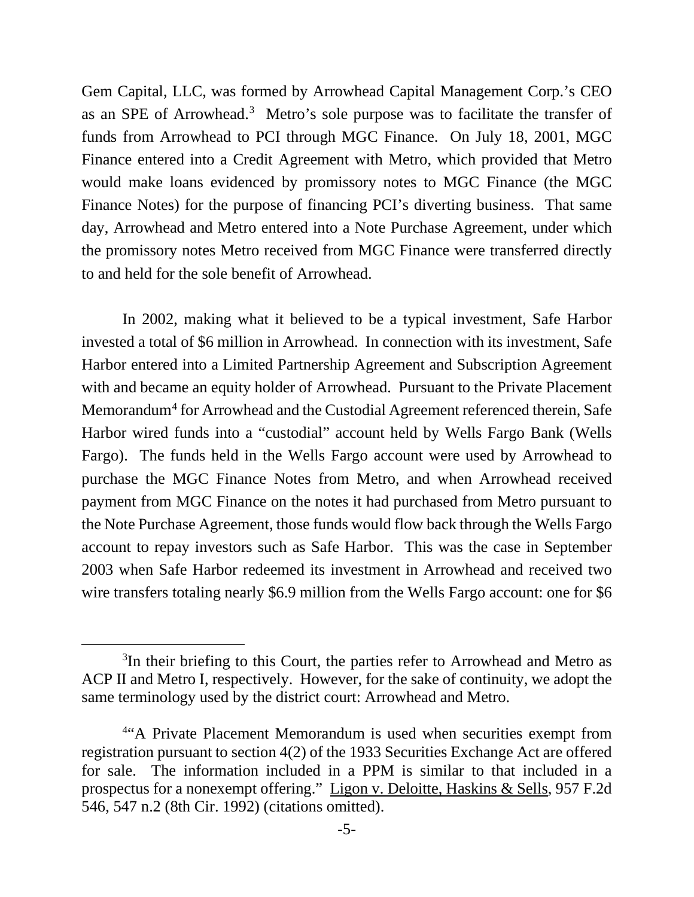Gem Capital, LLC, was formed by Arrowhead Capital Management Corp.'s CEO as an SPE of Arrowhead.[3] Metro's sole purpose was to facilitate the transfer of funds from Arrowhead to PCI through MGC Finance. On July 18, 2001, MGC Finance entered into a Credit Agreement with Metro, which provided that Metro would make loans evidenced by promissory notes to MGC Finance (the MGC Finance Notes) for the purpose of financing PCI's diverting business. That same day, Arrowhead and Metro entered into a Note Purchase Agreement, under which the promissory notes Metro received from MGC Finance were transferred directly to and held for the sole benefit of Arrowhead.

In 2002, making what it believed to be a typical investment, Safe Harbor invested a total of $6 million in Arrowhead. In connection with its investment, Safe Harbor entered into a Limited Partnership Agreement and Subscription Agreement with and became an equity holder of Arrowhead. Pursuant to the Private Placement Memorandum[4] for Arrowhead and the Custodial Agreement referenced therein, Safe Harbor wired funds into a "custodial" account held by Wells Fargo Bank (Wells Fargo). The funds held in the Wells Fargo account were used by Arrowhead to purchase the MGC Finance Notes from Metro, and when Arrowhead received payment from MGC Finance on the notes it had purchased from Metro pursuant to the Note Purchase Agreement, those funds would flow back through the Wells Fargo account to repay investors such as Safe Harbor. This was the case in September 2003 when Safe Harbor redeemed its investment in Arrowhead and received two wire transfers totaling nearly $6.9 million from the Wells Fargo account: one for $6

---

[3]In their briefing to this Court, the parties refer to Arrowhead and Metro as ACP II and Metro I, respectively. However, for the sake of continuity, we adopt the same terminology used by the district court: Arrowhead and Metro.

[4]"A Private Placement Memorandum is used when securities exempt from registration pursuant to section 4(2) of the 1933 Securities Exchange Act are offered for sale. The information included in a PPM is similar to that included in a prospectus for a nonexempt offering." Ligon v. Deloitte, Haskins & Sells, 957 F.2d 546, 547 n.2 (8th Cir. 1992) (citations omitted).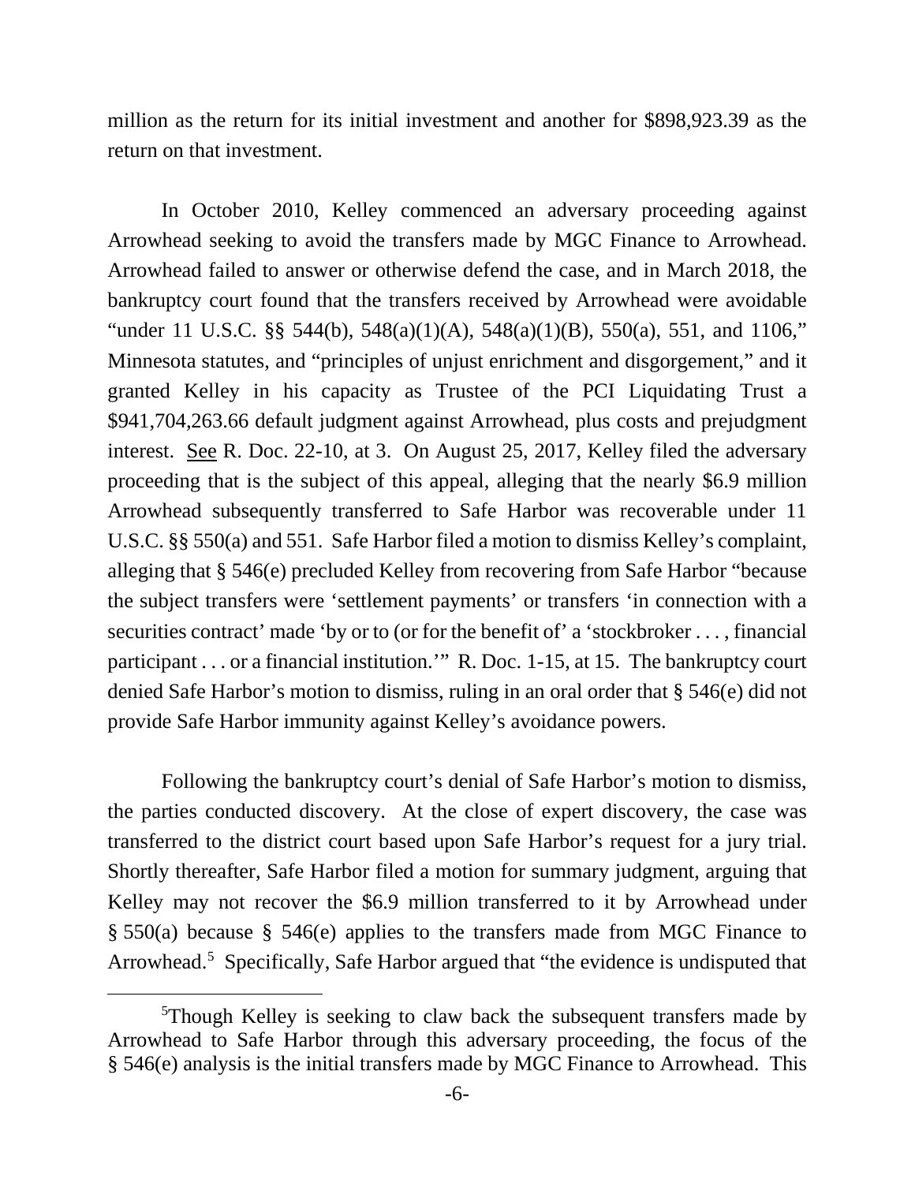million as the return for its initial investment and another for $898,923.39 as the return on that investment.

In October 2010, Kelley commenced an adversary proceeding against Arrowhead seeking to avoid the transfers made by MGC Finance to Arrowhead. Arrowhead failed to answer or otherwise defend the case, and in March 2018, the bankruptcy court found that the transfers received by Arrowhead were avoidable "under 11 U.S.C. §§ 544(b), 548(a)(1)(A), 548(a)(1)(B), 550(a), 551, and 1106," Minnesota statutes, and "principles of unjust enrichment and disgorgement," and it granted Kelley in his capacity as Trustee of the PCI Liquidating Trust a $941,704,263.66 default judgment against Arrowhead, plus costs and prejudgment interest. See R. Doc. 22-10, at 3. On August 25, 2017, Kelley filed the adversary proceeding that is the subject of this appeal, alleging that the nearly $6.9 million Arrowhead subsequently transferred to Safe Harbor was recoverable under 11 U.S.C. §§ 550(a) and 551. Safe Harbor filed a motion to dismiss Kelley's complaint, alleging that § 546(e) precluded Kelley from recovering from Safe Harbor "because the subject transfers were 'settlement payments' or transfers 'in connection with a securities contract' made 'by or to (or for the benefit of' a 'stockbroker . . . , financial participant . . . or a financial institution.'" R. Doc. 1-15, at 15. The bankruptcy court denied Safe Harbor's motion to dismiss, ruling in an oral order that § 546(e) did not provide Safe Harbor immunity against Kelley's avoidance powers.

Following the bankruptcy court's denial of Safe Harbor's motion to dismiss, the parties conducted discovery. At the close of expert discovery, the case was transferred to the district court based upon Safe Harbor's request for a jury trial. Shortly thereafter, Safe Harbor filed a motion for summary judgment, arguing that Kelley may not recover the $6.9 million transferred to it by Arrowhead under § 550(a) because § 546(e) applies to the transfers made from MGC Finance to Arrowhead.[5] Specifically, Safe Harbor argued that "the evidence is undisputed that

[5]Though Kelley is seeking to claw back the subsequent transfers made by Arrowhead to Safe Harbor through this adversary proceeding, the focus of the § 546(e) analysis is the initial transfers made by MGC Finance to Arrowhead. This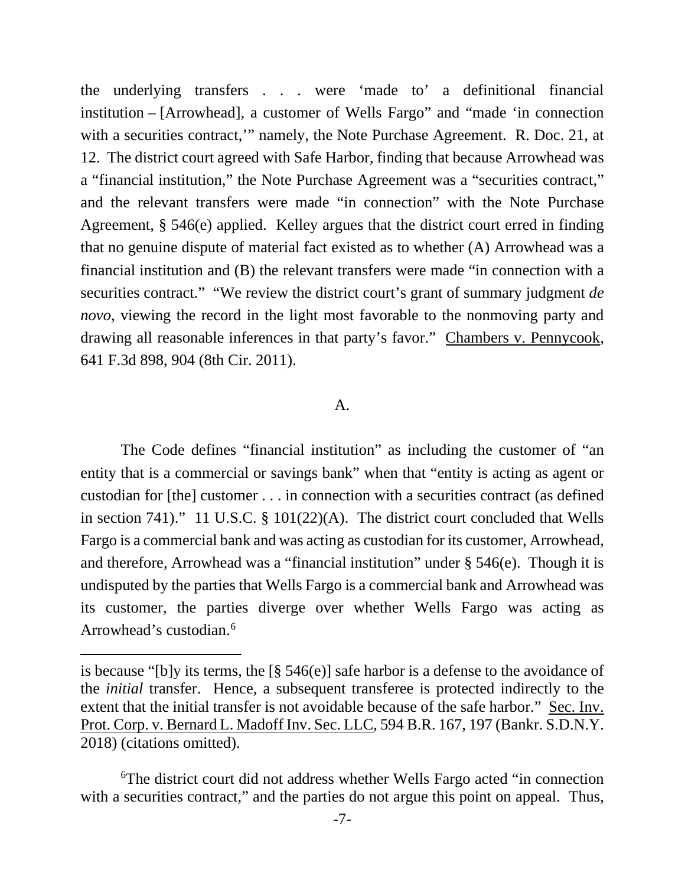the underlying transfers . . . were 'made to' a definitional financial institution – [Arrowhead], a customer of Wells Fargo" and "made 'in connection with a securities contract,'" namely, the Note Purchase Agreement. R. Doc. 21, at 12. The district court agreed with Safe Harbor, finding that because Arrowhead was a "financial institution," the Note Purchase Agreement was a "securities contract," and the relevant transfers were made "in connection" with the Note Purchase Agreement, § 546(e) applied. Kelley argues that the district court erred in finding that no genuine dispute of material fact existed as to whether (A) Arrowhead was a financial institution and (B) the relevant transfers were made "in connection with a securities contract." "We review the district court's grant of summary judgment *de novo*, viewing the record in the light most favorable to the nonmoving party and drawing all reasonable inferences in that party's favor." Chambers v. Pennycook, 641 F.3d 898, 904 (8th Cir. 2011).

## A.

The Code defines "financial institution" as including the customer of "an entity that is a commercial or savings bank" when that "entity is acting as agent or custodian for [the] customer . . . in connection with a securities contract (as defined in section 741)." 11 U.S.C. § 101(22)(A). The district court concluded that Wells Fargo is a commercial bank and was acting as custodian for its customer, Arrowhead, and therefore, Arrowhead was a "financial institution" under § 546(e). Though it is undisputed by the parties that Wells Fargo is a commercial bank and Arrowhead was its customer, the parties diverge over whether Wells Fargo was acting as Arrowhead's custodian.[6]

---

is because "[b]y its terms, the [§ 546(e)] safe harbor is a defense to the avoidance of the *initial* transfer. Hence, a subsequent transferee is protected indirectly to the extent that the initial transfer is not avoidable because of the safe harbor." Sec. Inv. Prot. Corp. v. Bernard L. Madoff Inv. Sec. LLC, 594 B.R. 167, 197 (Bankr. S.D.N.Y. 2018) (citations omitted).

[6]The district court did not address whether Wells Fargo acted "in connection with a securities contract," and the parties do not argue this point on appeal. Thus,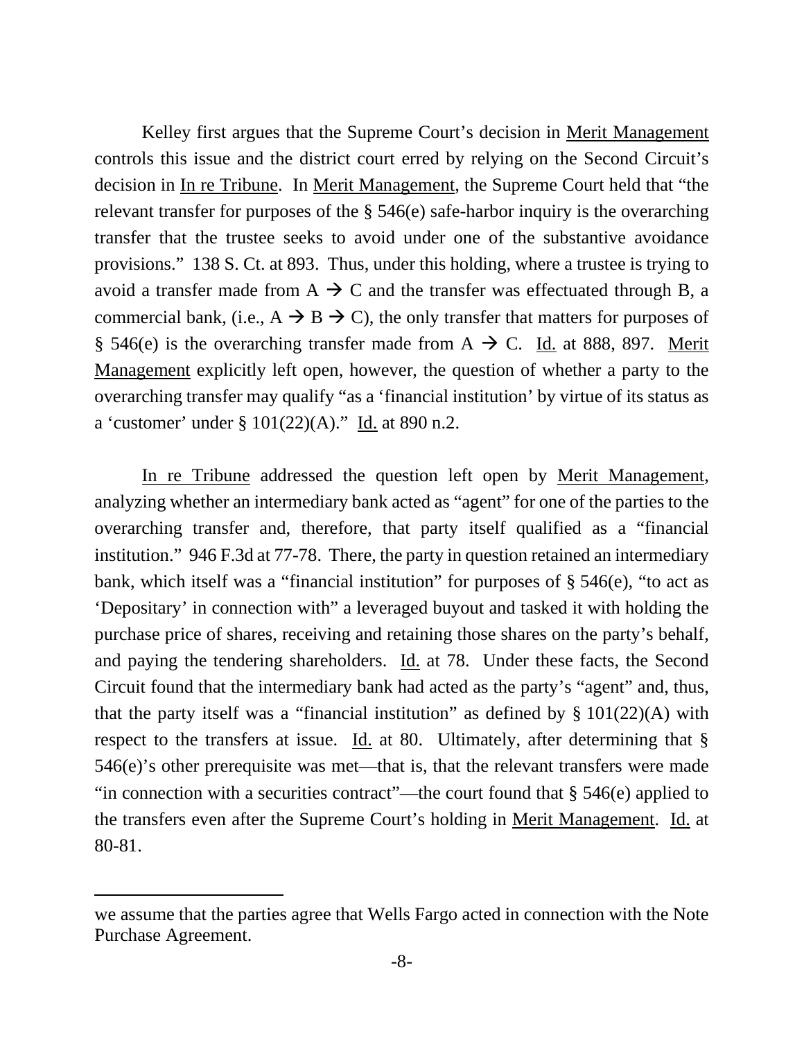Kelley first argues that the Supreme Court's decision in Merit Management controls this issue and the district court erred by relying on the Second Circuit's decision in In re Tribune. In Merit Management, the Supreme Court held that "the relevant transfer for purposes of the § 546(e) safe-harbor inquiry is the overarching transfer that the trustee seeks to avoid under one of the substantive avoidance provisions." 138 S. Ct. at 893. Thus, under this holding, where a trustee is trying to avoid a transfer made from A → C and the transfer was effectuated through B, a commercial bank, (i.e., A → B → C), the only transfer that matters for purposes of § 546(e) is the overarching transfer made from A → C. Id. at 888, 897. Merit Management explicitly left open, however, the question of whether a party to the overarching transfer may qualify "as a 'financial institution' by virtue of its status as a 'customer' under § 101(22)(A)." Id. at 890 n.2.

In re Tribune addressed the question left open by Merit Management, analyzing whether an intermediary bank acted as "agent" for one of the parties to the overarching transfer and, therefore, that party itself qualified as a "financial institution." 946 F.3d at 77-78. There, the party in question retained an intermediary bank, which itself was a "financial institution" for purposes of § 546(e), "to act as 'Depositary' in connection with" a leveraged buyout and tasked it with holding the purchase price of shares, receiving and retaining those shares on the party's behalf, and paying the tendering shareholders. Id. at 78. Under these facts, the Second Circuit found that the intermediary bank had acted as the party's "agent" and, thus, that the party itself was a "financial institution" as defined by § 101(22)(A) with respect to the transfers at issue. Id. at 80. Ultimately, after determining that § 546(e)'s other prerequisite was met—that is, that the relevant transfers were made "in connection with a securities contract"—the court found that § 546(e) applied to the transfers even after the Supreme Court's holding in Merit Management. Id. at 80-81.

---

we assume that the parties agree that Wells Fargo acted in connection with the Note Purchase Agreement.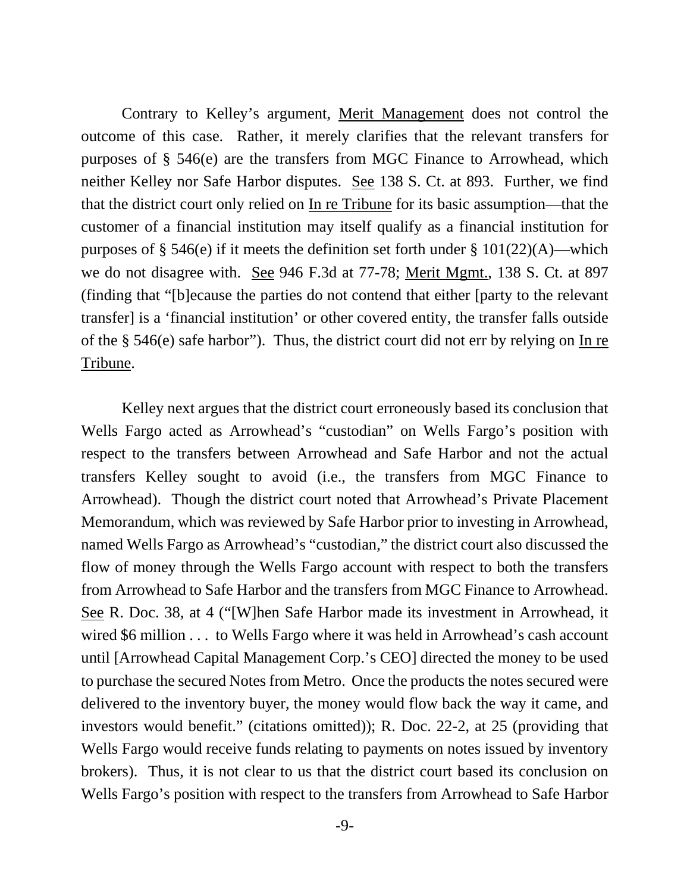Contrary to Kelley's argument, Merit Management does not control the outcome of this case. Rather, it merely clarifies that the relevant transfers for purposes of § 546(e) are the transfers from MGC Finance to Arrowhead, which neither Kelley nor Safe Harbor disputes. See 138 S. Ct. at 893. Further, we find that the district court only relied on In re Tribune for its basic assumption—that the customer of a financial institution may itself qualify as a financial institution for purposes of § 546(e) if it meets the definition set forth under § 101(22)(A)—which we do not disagree with. See 946 F.3d at 77-78; Merit Mgmt., 138 S. Ct. at 897 (finding that "[b]ecause the parties do not contend that either [party to the relevant transfer] is a 'financial institution' or other covered entity, the transfer falls outside of the § 546(e) safe harbor"). Thus, the district court did not err by relying on In re Tribune.

Kelley next argues that the district court erroneously based its conclusion that Wells Fargo acted as Arrowhead's "custodian" on Wells Fargo's position with respect to the transfers between Arrowhead and Safe Harbor and not the actual transfers Kelley sought to avoid (i.e., the transfers from MGC Finance to Arrowhead). Though the district court noted that Arrowhead's Private Placement Memorandum, which was reviewed by Safe Harbor prior to investing in Arrowhead, named Wells Fargo as Arrowhead's "custodian," the district court also discussed the flow of money through the Wells Fargo account with respect to both the transfers from Arrowhead to Safe Harbor and the transfers from MGC Finance to Arrowhead. See R. Doc. 38, at 4 ("[W]hen Safe Harbor made its investment in Arrowhead, it wired $6 million . . . to Wells Fargo where it was held in Arrowhead's cash account until [Arrowhead Capital Management Corp.'s CEO] directed the money to be used to purchase the secured Notes from Metro. Once the products the notes secured were delivered to the inventory buyer, the money would flow back the way it came, and investors would benefit." (citations omitted)); R. Doc. 22-2, at 25 (providing that Wells Fargo would receive funds relating to payments on notes issued by inventory brokers). Thus, it is not clear to us that the district court based its conclusion on Wells Fargo's position with respect to the transfers from Arrowhead to Safe Harbor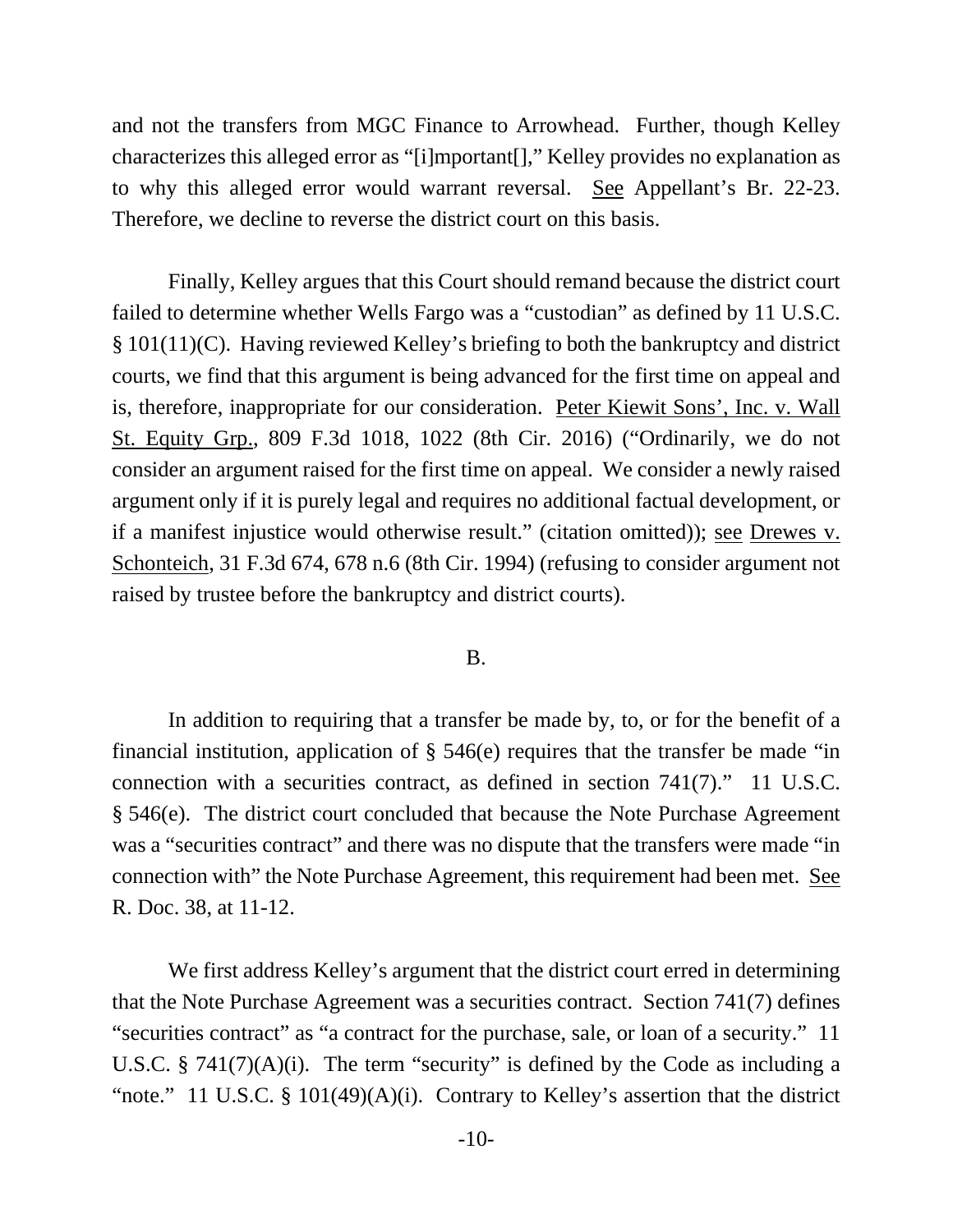and not the transfers from MGC Finance to Arrowhead. Further, though Kelley characterizes this alleged error as "[i]mportant[]," Kelley provides no explanation as to why this alleged error would warrant reversal. See Appellant's Br. 22-23. Therefore, we decline to reverse the district court on this basis.

Finally, Kelley argues that this Court should remand because the district court failed to determine whether Wells Fargo was a "custodian" as defined by 11 U.S.C. § 101(11)(C). Having reviewed Kelley's briefing to both the bankruptcy and district courts, we find that this argument is being advanced for the first time on appeal and is, therefore, inappropriate for our consideration. Peter Kiewit Sons', Inc. v. Wall St. Equity Grp., 809 F.3d 1018, 1022 (8th Cir. 2016) ("Ordinarily, we do not consider an argument raised for the first time on appeal. We consider a newly raised argument only if it is purely legal and requires no additional factual development, or if a manifest injustice would otherwise result." (citation omitted)); see Drewes v. Schonteich, 31 F.3d 674, 678 n.6 (8th Cir. 1994) (refusing to consider argument not raised by trustee before the bankruptcy and district courts).

## B.

In addition to requiring that a transfer be made by, to, or for the benefit of a financial institution, application of § 546(e) requires that the transfer be made "in connection with a securities contract, as defined in section 741(7)." 11 U.S.C. § 546(e). The district court concluded that because the Note Purchase Agreement was a "securities contract" and there was no dispute that the transfers were made "in connection with" the Note Purchase Agreement, this requirement had been met. See R. Doc. 38, at 11-12.

We first address Kelley's argument that the district court erred in determining that the Note Purchase Agreement was a securities contract. Section 741(7) defines "securities contract" as "a contract for the purchase, sale, or loan of a security." 11 U.S.C. § 741(7)(A)(i). The term "security" is defined by the Code as including a "note." 11 U.S.C. § 101(49)(A)(i). Contrary to Kelley's assertion that the district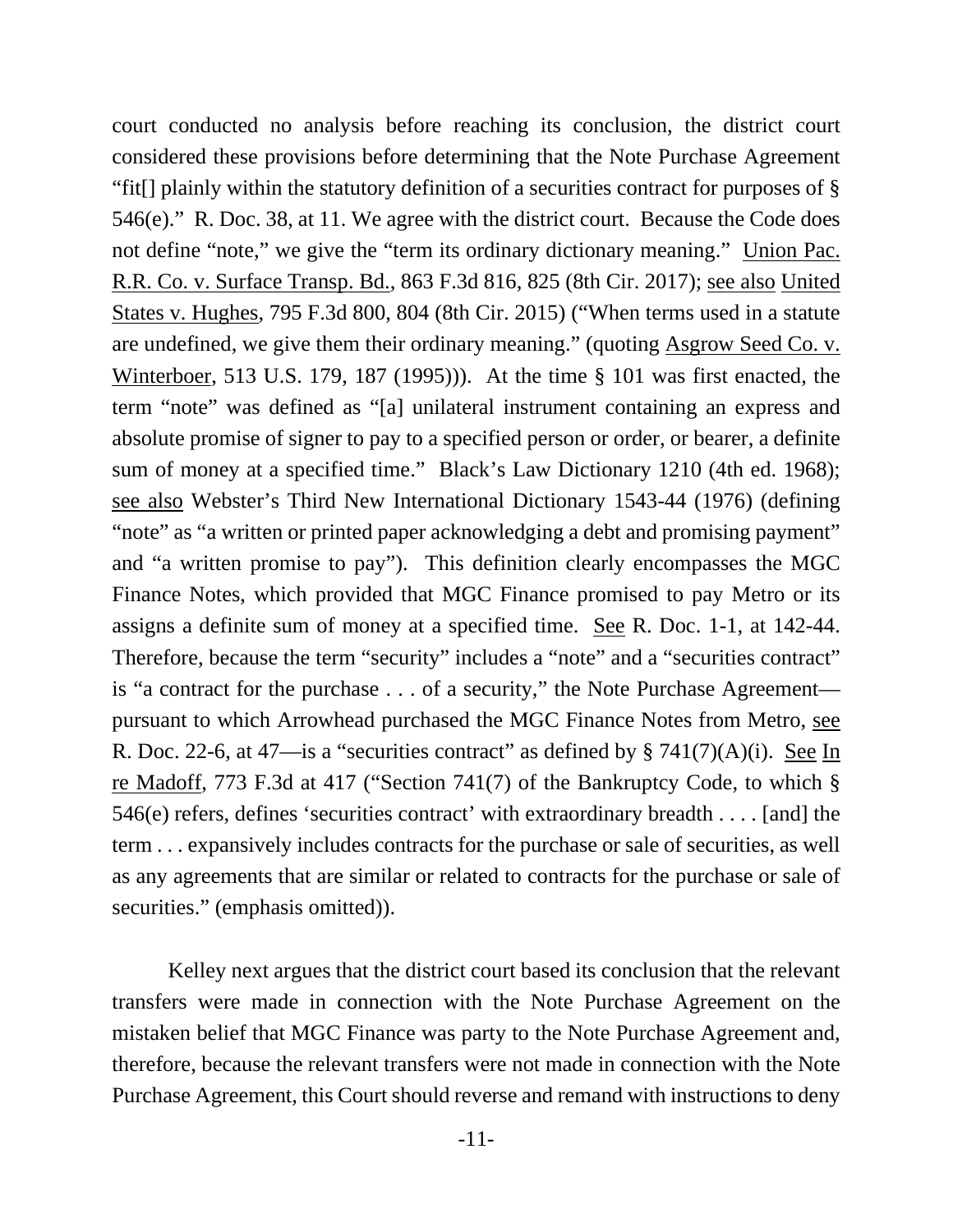court conducted no analysis before reaching its conclusion, the district court considered these provisions before determining that the Note Purchase Agreement "fit[] plainly within the statutory definition of a securities contract for purposes of § 546(e)." R. Doc. 38, at 11. We agree with the district court. Because the Code does not define "note," we give the "term its ordinary dictionary meaning." Union Pac. R.R. Co. v. Surface Transp. Bd., 863 F.3d 816, 825 (8th Cir. 2017); see also United States v. Hughes, 795 F.3d 800, 804 (8th Cir. 2015) ("When terms used in a statute are undefined, we give them their ordinary meaning." (quoting Asgrow Seed Co. v. Winterboer, 513 U.S. 179, 187 (1995))). At the time § 101 was first enacted, the term "note" was defined as "[a] unilateral instrument containing an express and absolute promise of signer to pay to a specified person or order, or bearer, a definite sum of money at a specified time." Black's Law Dictionary 1210 (4th ed. 1968); see also Webster's Third New International Dictionary 1543-44 (1976) (defining "note" as "a written or printed paper acknowledging a debt and promising payment" and "a written promise to pay"). This definition clearly encompasses the MGC Finance Notes, which provided that MGC Finance promised to pay Metro or its assigns a definite sum of money at a specified time. See R. Doc. 1-1, at 142-44. Therefore, because the term "security" includes a "note" and a "securities contract" is "a contract for the purchase . . . of a security," the Note Purchase Agreement—pursuant to which Arrowhead purchased the MGC Finance Notes from Metro, see R. Doc. 22-6, at 47—is a "securities contract" as defined by § 741(7)(A)(i). See In re Madoff, 773 F.3d at 417 ("Section 741(7) of the Bankruptcy Code, to which § 546(e) refers, defines 'securities contract' with extraordinary breadth . . . . [and] the term . . . expansively includes contracts for the purchase or sale of securities, as well as any agreements that are similar or related to contracts for the purchase or sale of securities." (emphasis omitted)).

Kelley next argues that the district court based its conclusion that the relevant transfers were made in connection with the Note Purchase Agreement on the mistaken belief that MGC Finance was party to the Note Purchase Agreement and, therefore, because the relevant transfers were not made in connection with the Note Purchase Agreement, this Court should reverse and remand with instructions to deny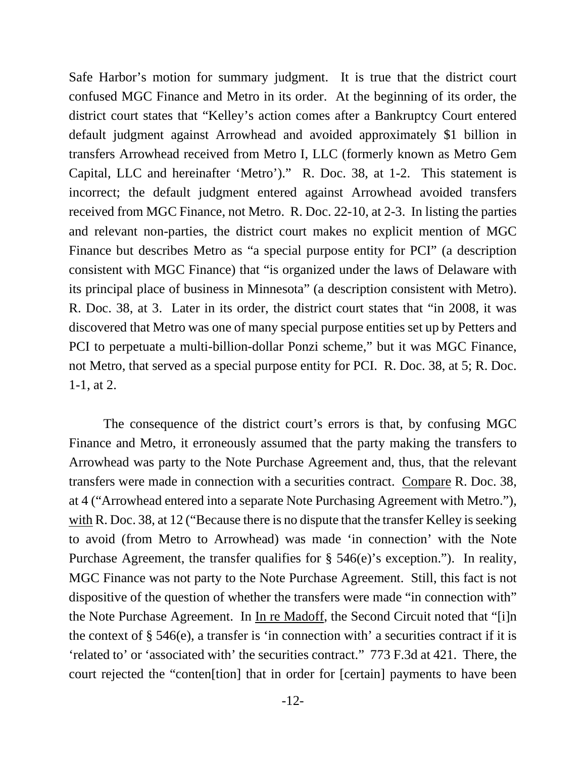Safe Harbor's motion for summary judgment. It is true that the district court confused MGC Finance and Metro in its order. At the beginning of its order, the district court states that "Kelley's action comes after a Bankruptcy Court entered default judgment against Arrowhead and avoided approximately $1 billion in transfers Arrowhead received from Metro I, LLC (formerly known as Metro Gem Capital, LLC and hereinafter 'Metro')." R. Doc. 38, at 1-2. This statement is incorrect; the default judgment entered against Arrowhead avoided transfers received from MGC Finance, not Metro. R. Doc. 22-10, at 2-3. In listing the parties and relevant non-parties, the district court makes no explicit mention of MGC Finance but describes Metro as "a special purpose entity for PCI" (a description consistent with MGC Finance) that "is organized under the laws of Delaware with its principal place of business in Minnesota" (a description consistent with Metro). R. Doc. 38, at 3. Later in its order, the district court states that "in 2008, it was discovered that Metro was one of many special purpose entities set up by Petters and PCI to perpetuate a multi-billion-dollar Ponzi scheme," but it was MGC Finance, not Metro, that served as a special purpose entity for PCI. R. Doc. 38, at 5; R. Doc. 1-1, at 2.

The consequence of the district court's errors is that, by confusing MGC Finance and Metro, it erroneously assumed that the party making the transfers to Arrowhead was party to the Note Purchase Agreement and, thus, that the relevant transfers were made in connection with a securities contract. Compare R. Doc. 38, at 4 ("Arrowhead entered into a separate Note Purchasing Agreement with Metro."), with R. Doc. 38, at 12 ("Because there is no dispute that the transfer Kelley is seeking to avoid (from Metro to Arrowhead) was made 'in connection' with the Note Purchase Agreement, the transfer qualifies for § 546(e)'s exception."). In reality, MGC Finance was not party to the Note Purchase Agreement. Still, this fact is not dispositive of the question of whether the transfers were made "in connection with" the Note Purchase Agreement. In In re Madoff, the Second Circuit noted that "[i]n the context of § 546(e), a transfer is 'in connection with' a securities contract if it is 'related to' or 'associated with' the securities contract." 773 F.3d at 421. There, the court rejected the "conten[tion] that in order for [certain] payments to have been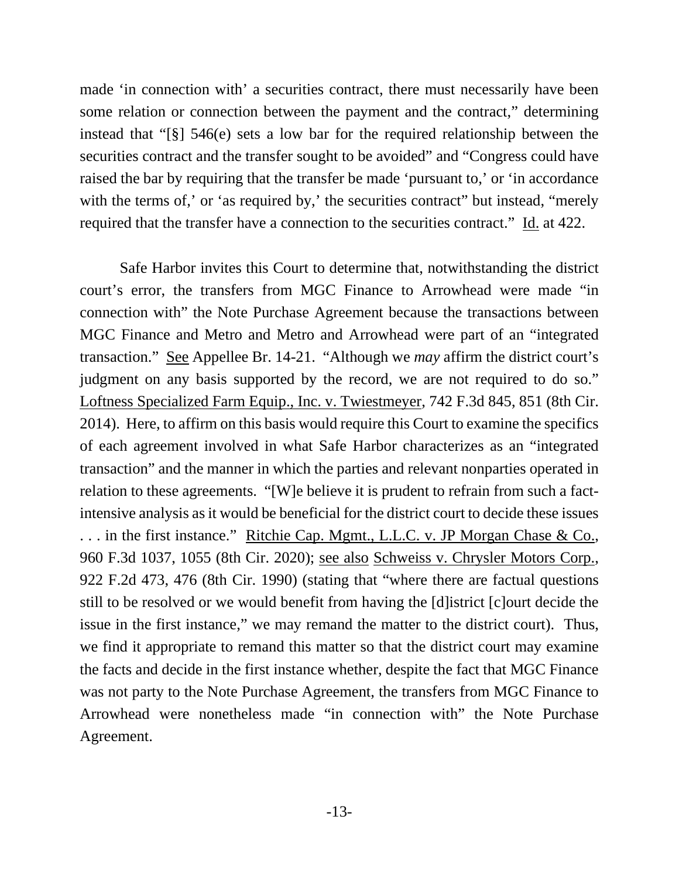made 'in connection with' a securities contract, there must necessarily have been some relation or connection between the payment and the contract," determining instead that "[§] 546(e) sets a low bar for the required relationship between the securities contract and the transfer sought to be avoided" and "Congress could have raised the bar by requiring that the transfer be made 'pursuant to,' or 'in accordance with the terms of,' or 'as required by,' the securities contract" but instead, "merely required that the transfer have a connection to the securities contract." Id. at 422.

Safe Harbor invites this Court to determine that, notwithstanding the district court's error, the transfers from MGC Finance to Arrowhead were made "in connection with" the Note Purchase Agreement because the transactions between MGC Finance and Metro and Metro and Arrowhead were part of an "integrated transaction." See Appellee Br. 14-21. "Although we *may* affirm the district court's judgment on any basis supported by the record, we are not required to do so." Loftness Specialized Farm Equip., Inc. v. Twiestmeyer, 742 F.3d 845, 851 (8th Cir. 2014). Here, to affirm on this basis would require this Court to examine the specifics of each agreement involved in what Safe Harbor characterizes as an "integrated transaction" and the manner in which the parties and relevant nonparties operated in relation to these agreements. "[W]e believe it is prudent to refrain from such a fact-intensive analysis as it would be beneficial for the district court to decide these issues . . . in the first instance." Ritchie Cap. Mgmt., L.L.C. v. JP Morgan Chase & Co., 960 F.3d 1037, 1055 (8th Cir. 2020); see also Schweiss v. Chrysler Motors Corp., 922 F.2d 473, 476 (8th Cir. 1990) (stating that "where there are factual questions still to be resolved or we would benefit from having the [d]istrict [c]ourt decide the issue in the first instance," we may remand the matter to the district court). Thus, we find it appropriate to remand this matter so that the district court may examine the facts and decide in the first instance whether, despite the fact that MGC Finance was not party to the Note Purchase Agreement, the transfers from MGC Finance to Arrowhead were nonetheless made "in connection with" the Note Purchase Agreement.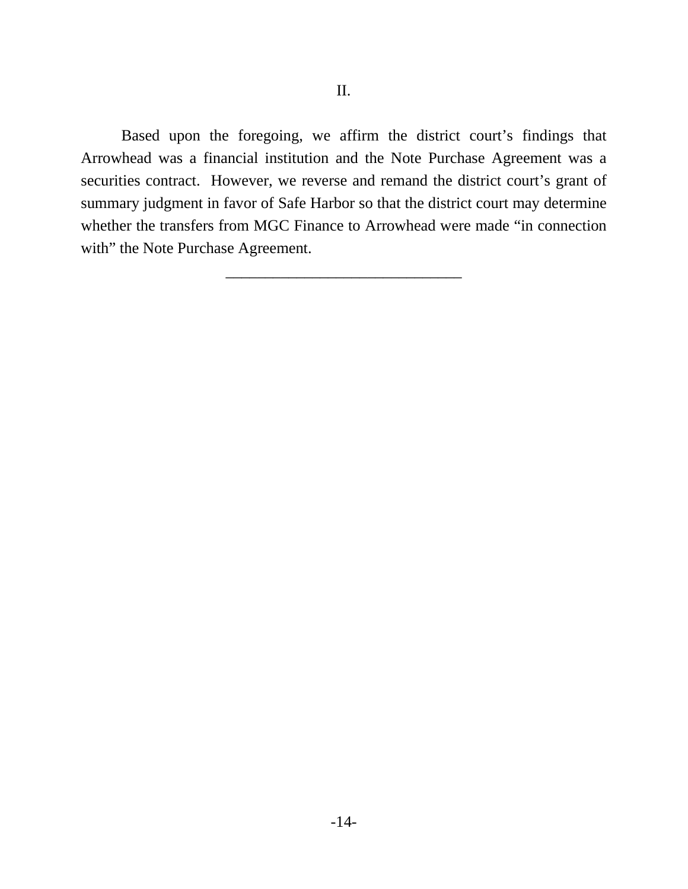## II.

Based upon the foregoing, we affirm the district court's findings that Arrowhead was a financial institution and the Note Purchase Agreement was a securities contract. However, we reverse and remand the district court's grant of summary judgment in favor of Safe Harbor so that the district court may determine whether the transfers from MGC Finance to Arrowhead were made "in connection with" the Note Purchase Agreement.

______________________________